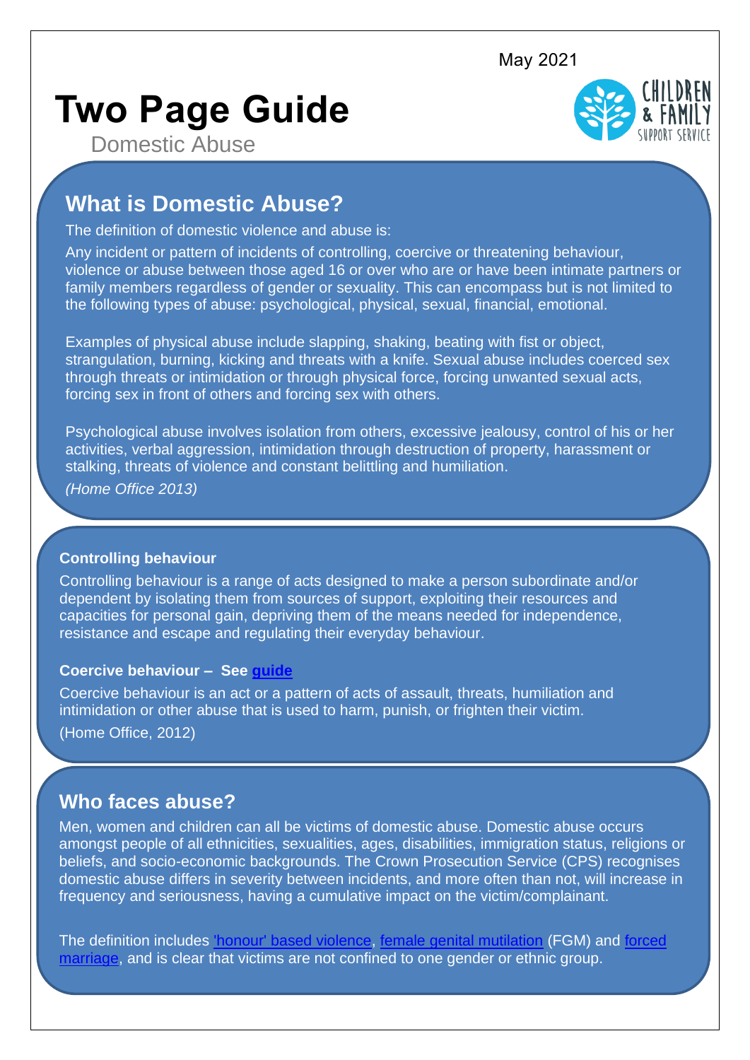May 2021

# Two Page Guide

Domestic Abuse

CHILDREN & FAMILY SUPPORT SERVICE

## What is Domestic Abuse?

The definition of domestic violence and abuse is:

Any incident or pattern of incidents of controlling, coercive or threatening behaviour, violence or abuse between those aged 16 or over who are or have been intimate partners or family members regardless of gender or sexuality. This can encompass but is not limited to the following types of abuse: psychological, physical, sexual, financial, emotional.

Examples of physical abuse include slapping, shaking, beating with fist or object, strangulation, burning, kicking and threats with a knife. Sexual abuse includes coerced sex through threats or intimidation or through physical force, forcing unwanted sexual acts, forcing sex in front of others and forcing sex with others.

Psychological abuse involves isolation from others, excessive jealousy, control of his or her activities, verbal aggression, intimidation through destruction of property, harassment or stalking, threats of violence and constant belittling and humiliation.

*(Home Office 2013)*

### Controlling behaviour

Controlling behaviour is a range of acts designed to make a person subordinate and/or dependent by isolating them from sources of support, exploiting their resources and capacities for personal gain, depriving them of the means needed for independence, resistance and escape and regulating their everyday behaviour.

### Coercive behaviour – See guide

Coercive behaviour is an act or a pattern of acts of assault, threats, humiliation and intimidation or other abuse that is used to harm, punish, or frighten their victim.

(Home Office, 2012)

## Who faces abuse?

Men, women and children can all be victims of domestic abuse. Domestic abuse occurs amongst people of all ethnicities, sexualities, ages, disabilities, immigration status, religions or beliefs, and socio-economic backgrounds. The Crown Prosecution Service (CPS) recognises domestic abuse differs in severity between incidents, and more often than not, will increase in frequency and seriousness, having a cumulative impact on the victim/complainant.

The definition includes 'honour' based violence, female genital mutilation (FGM) and forced marriage, and is clear that victims are not confined to one gender or ethnic group.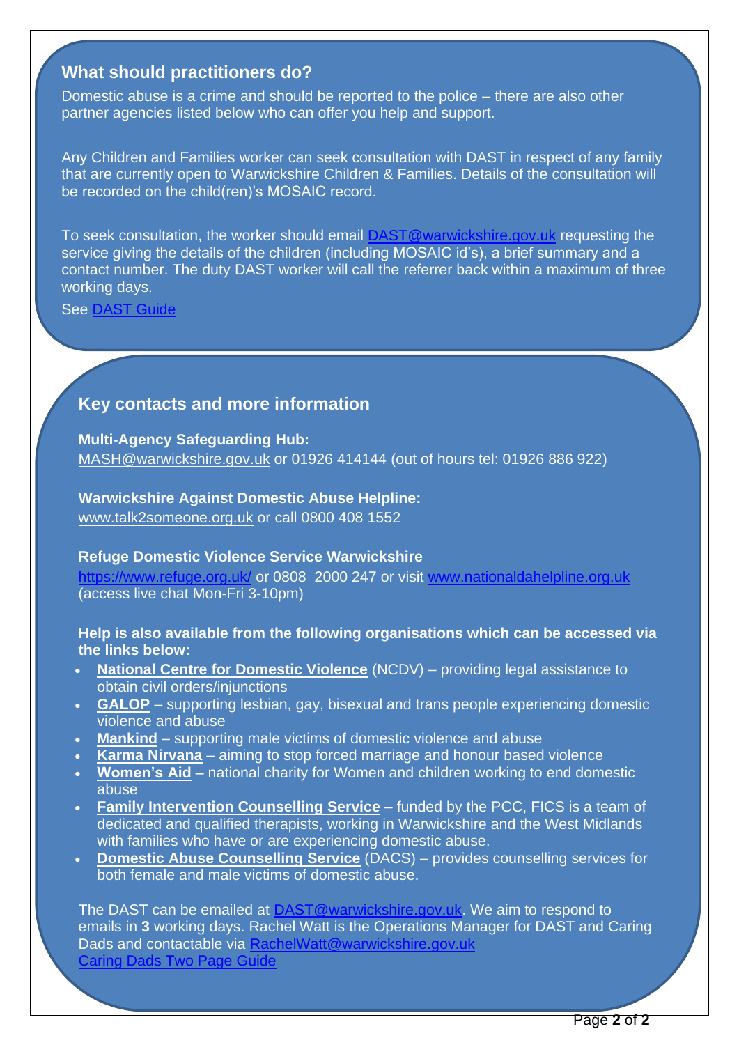## What should practitioners do?

Domestic abuse is a crime and should be reported to the police – there are also other partner agencies listed below who can offer you help and support.

Any Children and Families worker can seek consultation with DAST in respect of any family that are currently open to Warwickshire Children & Families. Details of the consultation will be recorded on the child(ren)'s MOSAIC record.

To seek consultation, the worker should email DAST@warwickshire.gov.uk requesting the service giving the details of the children (including MOSAIC id's), a brief summary and a contact number. The duty DAST worker will call the referrer back within a maximum of three working days.

See DAST Guide

## Key contacts and more information

**Multi-Agency Safeguarding Hub:**
MASH@warwickshire.gov.uk or 01926 414144 (out of hours tel: 01926 886 922)

**Warwickshire Against Domestic Abuse Helpline:**
www.talk2someone.org.uk or call 0800 408 1552

**Refuge Domestic Violence Service Warwickshire**
https://www.refuge.org.uk/ or 0808 2000 247 or visit www.nationaldahelpline.org.uk (access live chat Mon-Fri 3-10pm)

**Help is also available from the following organisations which can be accessed via the links below:**

- **National Centre for Domestic Violence** (NCDV) – providing legal assistance to obtain civil orders/injunctions
- **GALOP** – supporting lesbian, gay, bisexual and trans people experiencing domestic violence and abuse
- **Mankind** – supporting male victims of domestic violence and abuse
- **Karma Nirvana** – aiming to stop forced marriage and honour based violence
- **Women's Aid –** national charity for Women and children working to end domestic abuse
- **Family Intervention Counselling Service** – funded by the PCC, FICS is a team of dedicated and qualified therapists, working in Warwickshire and the West Midlands with families who have or are experiencing domestic abuse.
- **Domestic Abuse Counselling Service** (DACS) – provides counselling services for both female and male victims of domestic abuse.

The DAST can be emailed at DAST@warwickshire.gov.uk. We aim to respond to emails in **3** working days. Rachel Watt is the Operations Manager for DAST and Caring Dads and contactable via RachelWatt@warwickshire.gov.uk
Caring Dads Two Page Guide